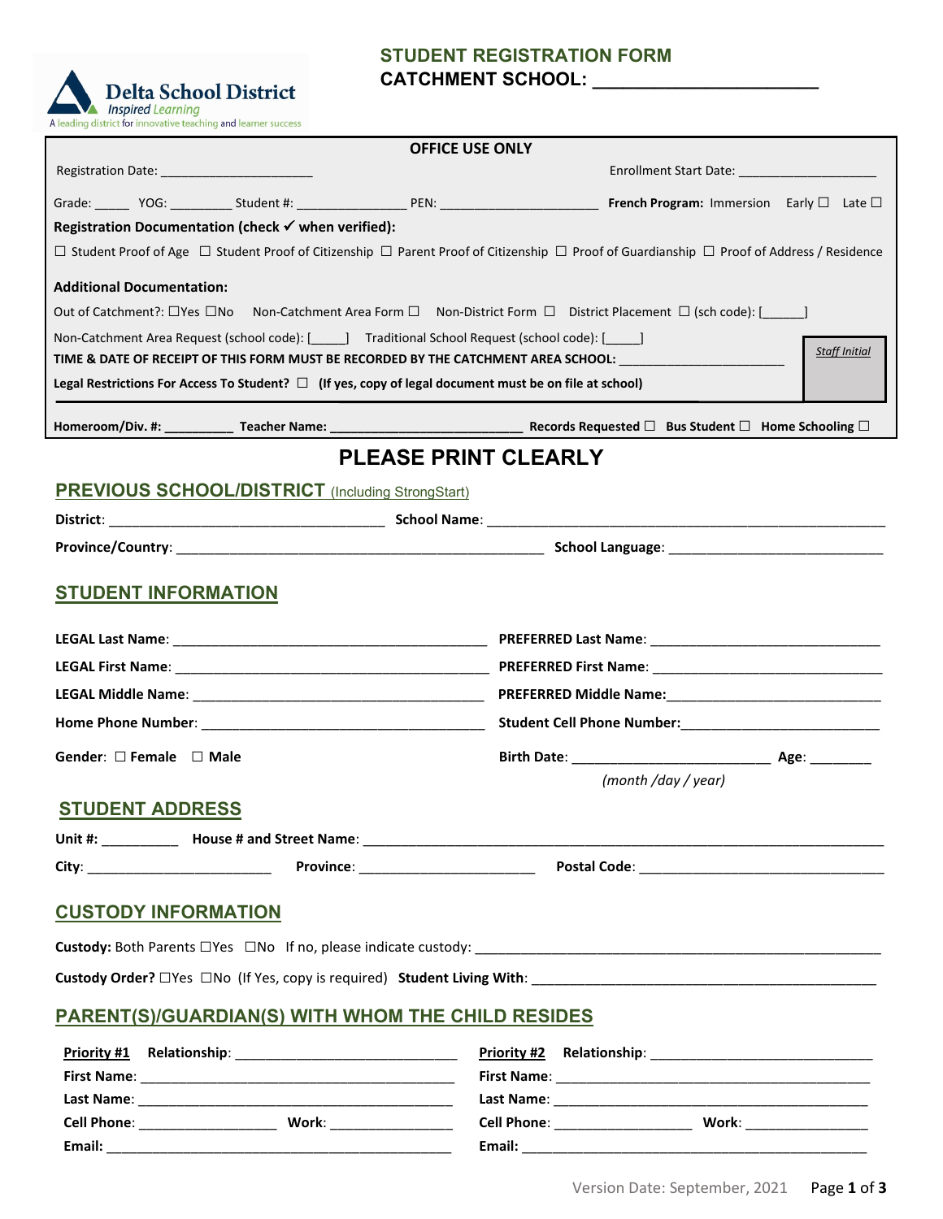Delta School District
*Inspired Learning*
A leading district for innovative teaching and learner success

# STUDENT REGISTRATION FORM

**CATCHMENT SCHOOL: ______________________**

**OFFICE USE ONLY**

Registration Date: ______________________ Enrollment Start Date: ____________________

Grade: _____ YOG: _________ Student #: ________________ PEN: _______________________ **French Program:** Immersion Early ☐ Late ☐

**Registration Documentation (check ✓ when verified):**

☐ Student Proof of Age ☐ Student Proof of Citizenship ☐ Parent Proof of Citizenship ☐ Proof of Guardianship ☐ Proof of Address / Residence

**Additional Documentation:**

Out of Catchment?: ☐Yes ☐No Non-Catchment Area Form ☐ Non-District Form ☐ District Placement ☐ (sch code): [______]

Non-Catchment Area Request (school code): [_____] Traditional School Request (school code): [_____]

**TIME & DATE OF RECEIPT OF THIS FORM MUST BE RECORDED BY THE CATCHMENT AREA SCHOOL:** ________________________

*Staff Initial*

**Legal Restrictions For Access To Student?** ☐ **(If yes, copy of legal document must be on file at school)**

**Homeroom/Div. #:** __________ **Teacher Name:** ___________________________ **Records Requested** ☐ **Bus Student** ☐ **Home Schooling** ☐

# PLEASE PRINT CLEARLY

## PREVIOUS SCHOOL/DISTRICT (Including StrongStart)

**District**: ____________________________________ **School Name**: ____________________________________________________

**Province/Country**: _________________________________________________ **School Language**: ____________________________

## STUDENT INFORMATION

**LEGAL Last Name**: __________________________________________ **PREFERRED Last Name**: _______________________________

**LEGAL First Name**: __________________________________________ **PREFERRED First Name**: _______________________________

**LEGAL Middle Name**: ________________________________________ **PREFERRED Middle Name:**_____________________________

**Home Phone Number**: ________________________________________ **Student Cell Phone Number:**__________________________

**Gender**: ☐ **Female** ☐ **Male** **Birth Date**: __________________________ **Age**: ________

*(month /day / year)*

## STUDENT ADDRESS

**Unit #:** __________ **House # and Street Name**: _________________________________________________________________________

**City**: ________________________ **Province**: _______________________ **Postal Code**: ________________________________

## CUSTODY INFORMATION

**Custody:** Both Parents ☐Yes ☐No If no, please indicate custody: _______________________________________________________

**Custody Order?** ☐Yes ☐No (If Yes, copy is required) **Student Living With**: _____________________________________________

## PARENT(S)/GUARDIAN(S) WITH WHOM THE CHILD RESIDES

**Priority #1** **Relationship**: _____________________________

**First Name**: __________________________________________

**Last Name**: __________________________________________

**Cell Phone**: __________________ **Work**: ________________

**Email**: ______________________________________________

**Priority #2** **Relationship**: _____________________________

**First Name**: __________________________________________

**Last Name**: __________________________________________

**Cell Phone**: __________________ **Work**: ________________

**Email**: ______________________________________________

Version Date: September, 2021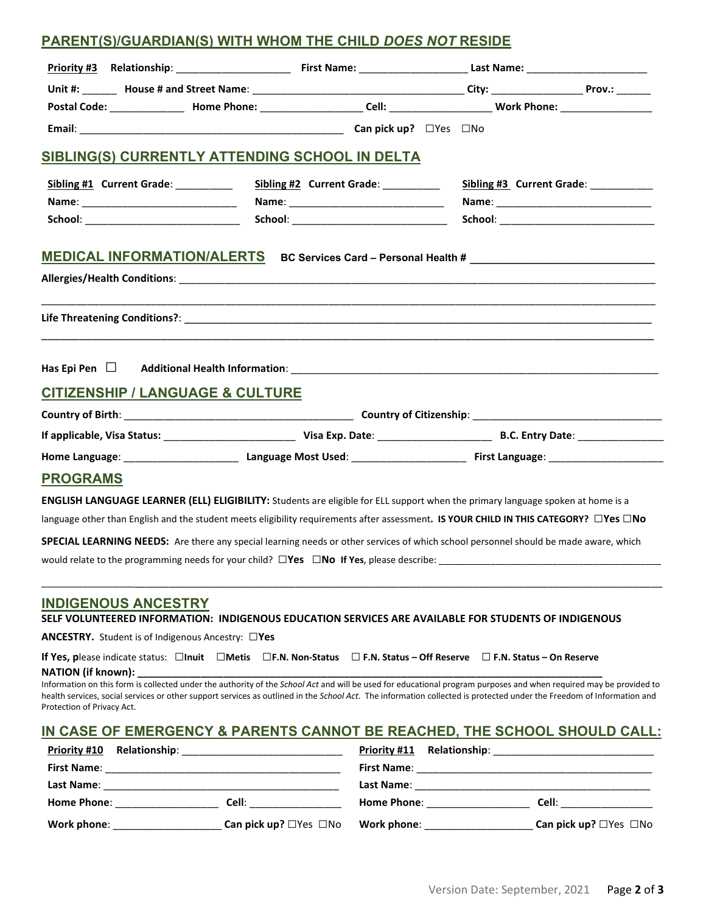## PARENT(S)/GUARDIAN(S) WITH WHOM THE CHILD *DOES NOT* RESIDE

**Priority #3** **Relationship**: ____________________ **First Name**: ___________________ **Last Name**: ______________________

**Unit #**: ______ **House # and Street Name**: ____________________________________ **City**: ________________ **Prov.**: ______

**Postal Code**: _____________ **Home Phone**: _________________ **Cell**: _________________ **Work Phone**: ________________

**Email**: _______________________________________________ **Can pick up?** ☐Yes ☐No

## SIBLING(S) CURRENTLY ATTENDING SCHOOL IN DELTA

**Sibling #1** **Current Grade**: __________
**Name**: ___________________________
**School**: ___________________________

**Sibling #2** **Current Grade**: __________
**Name**: ___________________________
**School**: ___________________________

**Sibling #3** **Current Grade**: ___________
**Name**: ___________________________
**School**: ___________________________

## MEDICAL INFORMATION/ALERTS

**BC Services Card – Personal Health #** ______________________________

**Allergies/Health Conditions**: ____________________________________________________________________________________

_____________________________________________________________________________________________________________

**Life Threatening Conditions?**: __________________________________________________________________________________

_____________________________________________________________________________________________________________

**Has Epi Pen** ☐ **Additional Health Information**: ___________________________________________________________________

## CITIZENSHIP / LANGUAGE & CULTURE

**Country of Birth**: ________________________________________ **Country of Citizenship**: _________________________________

**If applicable, Visa Status:** _______________________ **Visa Exp. Date**: ___________________ **B.C. Entry Date**: _______________

**Home Language**: ____________________ **Language Most Used**: ____________________ **First Language**: ____________________

## PROGRAMS

**ENGLISH LANGUAGE LEARNER (ELL) ELIGIBILITY:** Students are eligible for ELL support when the primary language spoken at home is a language other than English and the student meets eligibility requirements after assessment**. IS YOUR CHILD IN THIS CATEGORY? ☐Yes ☐No**

**SPECIAL LEARNING NEEDS:** Are there any special learning needs or other services of which school personnel should be made aware, which would relate to the programming needs for your child? **☐Yes ☐No If Yes**, please describe: __________________________________________

_____________________________________________________________________________________________________________

## INDIGENOUS ANCESTRY

**SELF VOLUNTEERED INFORMATION: INDIGENOUS EDUCATION SERVICES ARE AVAILABLE FOR STUDENTS OF INDIGENOUS ANCESTRY.** Student is of Indigenous Ancestry: **☐Yes**

**If Yes, p**lease indicate status: **☐Inuit ☐Metis ☐F.N. Non-Status ☐ F.N. Status – Off Reserve ☐ F.N. Status – On Reserve**

**NATION (if known): ___________________________________________________________________________________**

Information on this form is collected under the authority of the *School Act* and will be used for educational program purposes and when required may be provided to health services, social services or other support services as outlined in the *School Act*. The information collected is protected under the Freedom of Information and Protection of Privacy Act.

## IN CASE OF EMERGENCY & PARENTS CANNOT BE REACHED, THE SCHOOL SHOULD CALL:

**Priority #10** **Relationship**: ____________________________
**First Name**: __________________________________________
**Last Name**: __________________________________________
**Home Phone**: _________________ **Cell**: ________________
**Work phone**: ___________________ **Can pick up?** ☐Yes ☐No

**Priority #11** **Relationship**: ____________________________
**First Name**: __________________________________________
**Last Name**: __________________________________________
**Home Phone**: _________________ **Cell**: ________________
**Work phone**: ___________________ **Can pick up?** ☐Yes ☐No

Version Date: September, 2021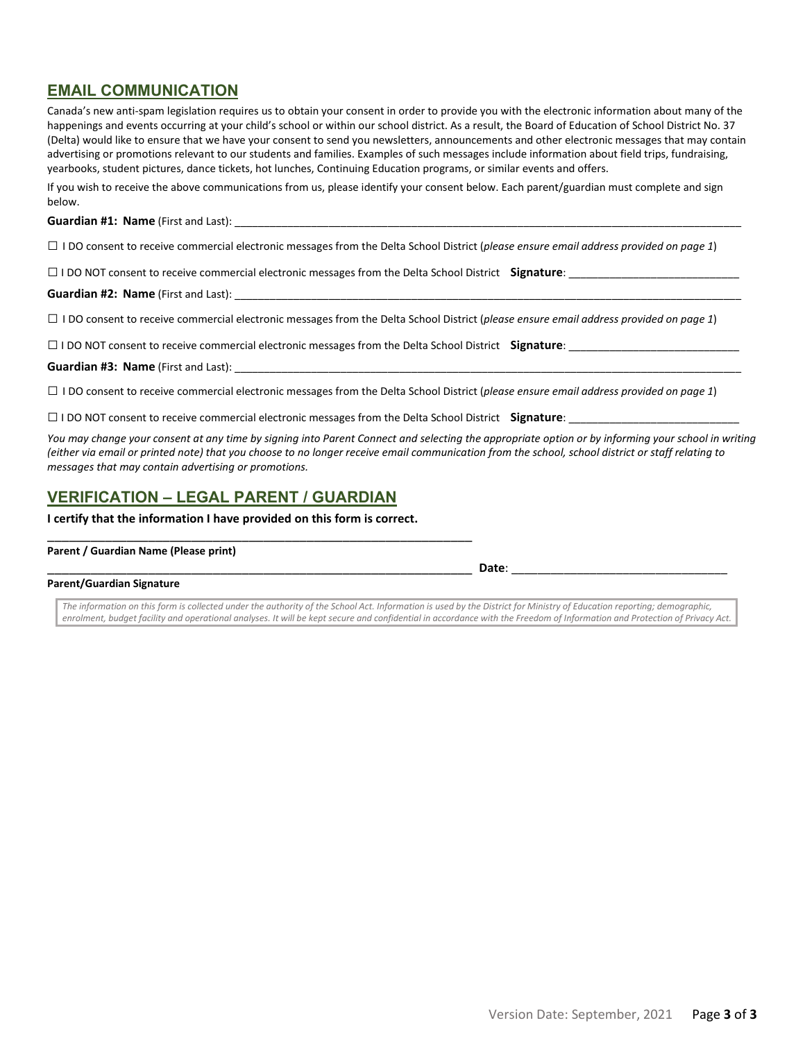## EMAIL COMMUNICATION

Canada's new anti-spam legislation requires us to obtain your consent in order to provide you with the electronic information about many of the happenings and events occurring at your child's school or within our school district. As a result, the Board of Education of School District No. 37 (Delta) would like to ensure that we have your consent to send you newsletters, announcements and other electronic messages that may contain advertising or promotions relevant to our students and families. Examples of such messages include information about field trips, fundraising, yearbooks, student pictures, dance tickets, hot lunches, Continuing Education programs, or similar events and offers.

If you wish to receive the above communications from us, please identify your consent below. Each parent/guardian must complete and sign below.

**Guardian #1: Name** (First and Last): ______________________________________________________________________________

☐ I DO consent to receive commercial electronic messages from the Delta School District (*please ensure email address provided on page 1*)

☐ I DO NOT consent to receive commercial electronic messages from the Delta School District **Signature**: ____________________________

**Guardian #2: Name** (First and Last): ______________________________________________________________________________

☐ I DO consent to receive commercial electronic messages from the Delta School District (*please ensure email address provided on page 1*)

☐ I DO NOT consent to receive commercial electronic messages from the Delta School District **Signature**: ____________________________

**Guardian #3: Name** (First and Last): ______________________________________________________________________________

☐ I DO consent to receive commercial electronic messages from the Delta School District (*please ensure email address provided on page 1*)

☐ I DO NOT consent to receive commercial electronic messages from the Delta School District **Signature**: ____________________________

*You may change your consent at any time by signing into Parent Connect and selecting the appropriate option or by informing your school in writing (either via email or printed note) that you choose to no longer receive email communication from the school, school district or staff relating to messages that may contain advertising or promotions.*

## VERIFICATION – LEGAL PARENT / GUARDIAN

**I certify that the information I have provided on this form is correct.**

______________________________________________________________________

**Parent / Guardian Name (Please print)**

______________________________________________________________________ **Date**: __________________________________

**Parent/Guardian Signature**

*The information on this form is collected under the authority of the School Act. Information is used by the District for Ministry of Education reporting; demographic, enrolment, budget facility and operational analyses. It will be kept secure and confidential in accordance with the Freedom of Information and Protection of Privacy Act.*

Version Date: September, 2021